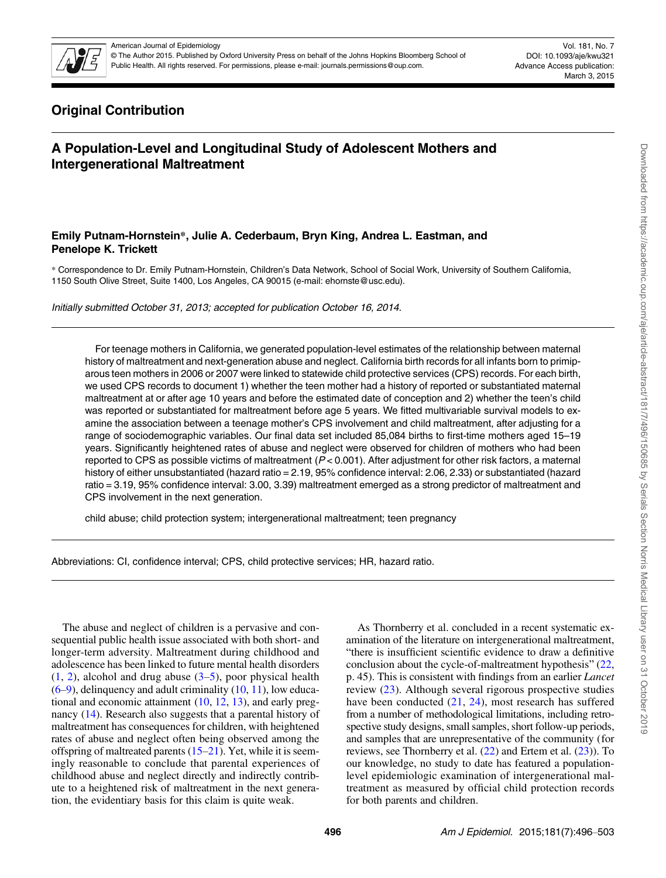## Original Contribution

# A Population-Level and Longitudinal Study of Adolescent Mothers and Intergenerational Maltreatment

**Emily Putnam-Hornstein\*, Julie A. Cederbaum, Bryn King, Andrea L. Eastman, and Penelope K. Trickett**

\* Correspondence to Dr. Emily Putnam-Hornstein, Children's Data Network, School of Social Work, University of Southern California, 1150 South Olive Street, Suite 1400, Los Angeles, CA 90015 (e-mail: ehornste@usc.edu).

*Initially submitted October 31, 2013; accepted for publication October 16, 2014.*

For teenage mothers in California, we generated population-level estimates of the relationship between maternal history of maltreatment and next-generation abuse and neglect. California birth records for all infants born to primiparous teen mothers in 2006 or 2007 were linked to statewide child protective services (CPS) records. For each birth, we used CPS records to document 1) whether the teen mother had a history of reported or substantiated maternal maltreatment at or after age 10 years and before the estimated date of conception and 2) whether the teen's child was reported or substantiated for maltreatment before age 5 years. We fitted multivariable survival models to examine the association between a teenage mother's CPS involvement and child maltreatment, after adjusting for a range of sociodemographic variables. Our final data set included 85,084 births to first-time mothers aged 15–19 years. Significantly heightened rates of abuse and neglect were observed for children of mothers who had been reported to CPS as possible victims of maltreatment ($P < 0.001$). After adjustment for other risk factors, a maternal history of either unsubstantiated (hazard ratio = 2.19, 95% confidence interval: 2.06, 2.33) or substantiated (hazard ratio = 3.19, 95% confidence interval: 3.00, 3.39) maltreatment emerged as a strong predictor of maltreatment and CPS involvement in the next generation.

child abuse; child protection system; intergenerational maltreatment; teen pregnancy

Abbreviations: CI, confidence interval; CPS, child protective services; HR, hazard ratio.

The abuse and neglect of children is a pervasive and consequential public health issue associated with both short- and longer-term adversity. Maltreatment during childhood and adolescence has been linked to future mental health disorders (1, 2), alcohol and drug abuse (3–5), poor physical health (6–9), delinquency and adult criminality (10, 11), low educational and economic attainment (10, 12, 13), and early pregnancy (14). Research also suggests that a parental history of maltreatment has consequences for children, with heightened rates of abuse and neglect often being observed among the offspring of maltreated parents (15–21). Yet, while it is seemingly reasonable to conclude that parental experiences of childhood abuse and neglect directly and indirectly contribute to a heightened risk of maltreatment in the next generation, the evidentiary basis for this claim is quite weak.

As Thornberry et al. concluded in a recent systematic examination of the literature on intergenerational maltreatment, "there is insufficient scientific evidence to draw a definitive conclusion about the cycle-of-maltreatment hypothesis" (22, p. 45). This is consistent with findings from an earlier *Lancet* review (23). Although several rigorous prospective studies have been conducted (21, 24), most research has suffered from a number of methodological limitations, including retrospective study designs, small samples, short follow-up periods, and samples that are unrepresentative of the community (for reviews, see Thornberry et al. (22) and Ertem et al. (23)). To our knowledge, no study to date has featured a population-level epidemiologic examination of intergenerational maltreatment as measured by official child protection records for both parents and children.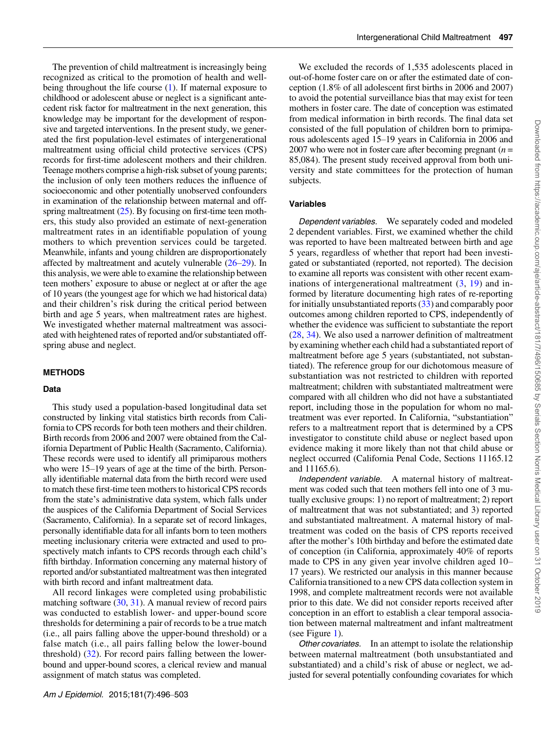The prevention of child maltreatment is increasingly being recognized as critical to the promotion of health and well-being throughout the life course (1). If maternal exposure to childhood or adolescent abuse or neglect is a significant antecedent risk factor for maltreatment in the next generation, this knowledge may be important for the development of responsive and targeted interventions. In the present study, we generated the first population-level estimates of intergenerational maltreatment using official child protective services (CPS) records for first-time adolescent mothers and their children. Teenage mothers comprise a high-risk subset of young parents; the inclusion of only teen mothers reduces the influence of socioeconomic and other potentially unobserved confounders in examination of the relationship between maternal and offspring maltreatment (25). By focusing on first-time teen mothers, this study also provided an estimate of next-generation maltreatment rates in an identifiable population of young mothers to which prevention services could be targeted. Meanwhile, infants and young children are disproportionately affected by maltreatment and acutely vulnerable (26–29). In this analysis, we were able to examine the relationship between teen mothers' exposure to abuse or neglect at or after the age of 10 years (the youngest age for which we had historical data) and their children's risk during the critical period between birth and age 5 years, when maltreatment rates are highest. We investigated whether maternal maltreatment was associated with heightened rates of reported and/or substantiated offspring abuse and neglect.

## METHODS

### Data

This study used a population-based longitudinal data set constructed by linking vital statistics birth records from California to CPS records for both teen mothers and their children. Birth records from 2006 and 2007 were obtained from the California Department of Public Health (Sacramento, California). These records were used to identify all primiparous mothers who were 15–19 years of age at the time of the birth. Personally identifiable maternal data from the birth record were used to match these first-time teen mothers to historical CPS records from the state's administrative data system, which falls under the auspices of the California Department of Social Services (Sacramento, California). In a separate set of record linkages, personally identifiable data for all infants born to teen mothers meeting inclusionary criteria were extracted and used to prospectively match infants to CPS records through each child's fifth birthday. Information concerning any maternal history of reported and/or substantiated maltreatment was then integrated with birth record and infant maltreatment data.

All record linkages were completed using probabilistic matching software (30, 31). A manual review of record pairs was conducted to establish lower- and upper-bound score thresholds for determining a pair of records to be a true match (i.e., all pairs falling above the upper-bound threshold) or a false match (i.e., all pairs falling below the lower-bound threshold) (32). For record pairs falling between the lower-bound and upper-bound scores, a clerical review and manual assignment of match status was completed.

We excluded the records of 1,535 adolescents placed in out-of-home foster care on or after the estimated date of conception (1.8% of all adolescent first births in 2006 and 2007) to avoid the potential surveillance bias that may exist for teen mothers in foster care. The date of conception was estimated from medical information in birth records. The final data set consisted of the full population of children born to primiparous adolescents aged 15–19 years in California in 2006 and 2007 who were not in foster care after becoming pregnant ($n$ = 85,084). The present study received approval from both university and state committees for the protection of human subjects.

### Variables

*Dependent variables.* We separately coded and modeled 2 dependent variables. First, we examined whether the child was reported to have been maltreated between birth and age 5 years, regardless of whether that report had been investigated or substantiated (reported, not reported). The decision to examine all reports was consistent with other recent examinations of intergenerational maltreatment (3, 19) and informed by literature documenting high rates of re-reporting for initially unsubstantiated reports (33) and comparably poor outcomes among children reported to CPS, independently of whether the evidence was sufficient to substantiate the report (28, 34). We also used a narrower definition of maltreatment by examining whether each child had a substantiated report of maltreatment before age 5 years (substantiated, not substantiated). The reference group for our dichotomous measure of substantiation was not restricted to children with reported maltreatment; children with substantiated maltreatment were compared with all children who did not have a substantiated report, including those in the population for whom no maltreatment was ever reported. In California, "substantiation" refers to a maltreatment report that is determined by a CPS investigator to constitute child abuse or neglect based upon evidence making it more likely than not that child abuse or neglect occurred (California Penal Code, Sections 11165.12 and 11165.6).

*Independent variable.* A maternal history of maltreatment was coded such that teen mothers fell into one of 3 mutually exclusive groups: 1) no report of maltreatment; 2) report of maltreatment that was not substantiated; and 3) reported and substantiated maltreatment. A maternal history of maltreatment was coded on the basis of CPS reports received after the mother's 10th birthday and before the estimated date of conception (in California, approximately 40% of reports made to CPS in any given year involve children aged 10–17 years). We restricted our analysis in this manner because California transitioned to a new CPS data collection system in 1998, and complete maltreatment records were not available prior to this date. We did not consider reports received after conception in an effort to establish a clear temporal association between maternal maltreatment and infant maltreatment (see Figure 1).

*Other covariates.* In an attempt to isolate the relationship between maternal maltreatment (both unsubstantiated and substantiated) and a child's risk of abuse or neglect, we adjusted for several potentially confounding covariates for which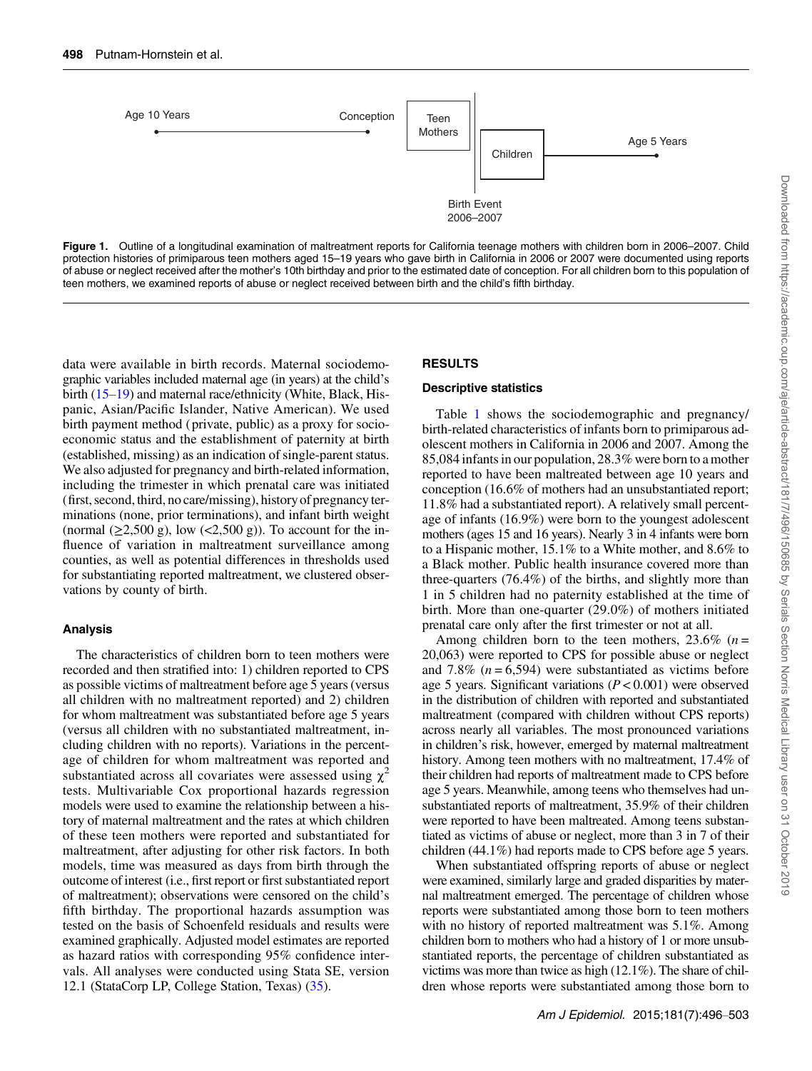Age 10 Years — Conception — Teen Mothers | Birth Event 2006–2007 | Children — Age 5 Years

**Figure 1.** Outline of a longitudinal examination of maltreatment reports for California teenage mothers with children born in 2006–2007. Child protection histories of primiparous teen mothers aged 15–19 years who gave birth in California in 2006 or 2007 were documented using reports of abuse or neglect received after the mother's 10th birthday and prior to the estimated date of conception. For all children born to this population of teen mothers, we examined reports of abuse or neglect received between birth and the child's fifth birthday.

data were available in birth records. Maternal sociodemographic variables included maternal age (in years) at the child's birth (15–19) and maternal race/ethnicity (White, Black, Hispanic, Asian/Pacific Islander, Native American). We used birth payment method (private, public) as a proxy for socioeconomic status and the establishment of paternity at birth (established, missing) as an indication of single-parent status. We also adjusted for pregnancy and birth-related information, including the trimester in which prenatal care was initiated (first, second, third, no care/missing), history of pregnancy terminations (none, prior terminations), and infant birth weight (normal (≥2,500 g), low (<2,500 g)). To account for the influence of variation in maltreatment surveillance among counties, as well as potential differences in thresholds used for substantiating reported maltreatment, we clustered observations by county of birth.

### Analysis

The characteristics of children born to teen mothers were recorded and then stratified into: 1) children reported to CPS as possible victims of maltreatment before age 5 years (versus all children with no maltreatment reported) and 2) children for whom maltreatment was substantiated before age 5 years (versus all children with no substantiated maltreatment, including children with no reports). Variations in the percentage of children for whom maltreatment was reported and substantiated across all covariates were assessed using $\chi^2$ tests. Multivariable Cox proportional hazards regression models were used to examine the relationship between a history of maternal maltreatment and the rates at which children of these teen mothers were reported and substantiated for maltreatment, after adjusting for other risk factors. In both models, time was measured as days from birth through the outcome of interest (i.e., first report or first substantiated report of maltreatment); observations were censored on the child's fifth birthday. The proportional hazards assumption was tested on the basis of Schoenfeld residuals and results were examined graphically. Adjusted model estimates are reported as hazard ratios with corresponding 95% confidence intervals. All analyses were conducted using Stata SE, version 12.1 (StataCorp LP, College Station, Texas) (35).

## RESULTS

### Descriptive statistics

Table 1 shows the sociodemographic and pregnancy/birth-related characteristics of infants born to primiparous adolescent mothers in California in 2006 and 2007. Among the 85,084 infants in our population, 28.3% were born to a mother reported to have been maltreated between age 10 years and conception (16.6% of mothers had an unsubstantiated report; 11.8% had a substantiated report). A relatively small percentage of infants (16.9%) were born to the youngest adolescent mothers (ages 15 and 16 years). Nearly 3 in 4 infants were born to a Hispanic mother, 15.1% to a White mother, and 8.6% to a Black mother. Public health insurance covered more than three-quarters (76.4%) of the births, and slightly more than 1 in 5 children had no paternity established at the time of birth. More than one-quarter (29.0%) of mothers initiated prenatal care only after the first trimester or not at all.

Among children born to the teen mothers, 23.6% ($n$ = 20,063) were reported to CPS for possible abuse or neglect and 7.8% ($n$ = 6,594) were substantiated as victims before age 5 years. Significant variations ($P < 0.001$) were observed in the distribution of children with reported and substantiated maltreatment (compared with children without CPS reports) across nearly all variables. The most pronounced variations in children's risk, however, emerged by maternal maltreatment history. Among teen mothers with no maltreatment, 17.4% of their children had reports of maltreatment made to CPS before age 5 years. Meanwhile, among teens who themselves had unsubstantiated reports of maltreatment, 35.9% of their children were reported to have been maltreated. Among teens substantiated as victims of abuse or neglect, more than 3 in 7 of their children (44.1%) had reports made to CPS before age 5 years.

When substantiated offspring reports of abuse or neglect were examined, similarly large and graded disparities by maternal maltreatment emerged. The percentage of children whose reports were substantiated among those born to teen mothers with no history of reported maltreatment was 5.1%. Among children born to mothers who had a history of 1 or more unsubstantiated reports, the percentage of children substantiated as victims was more than twice as high (12.1%). The share of children whose reports were substantiated among those born to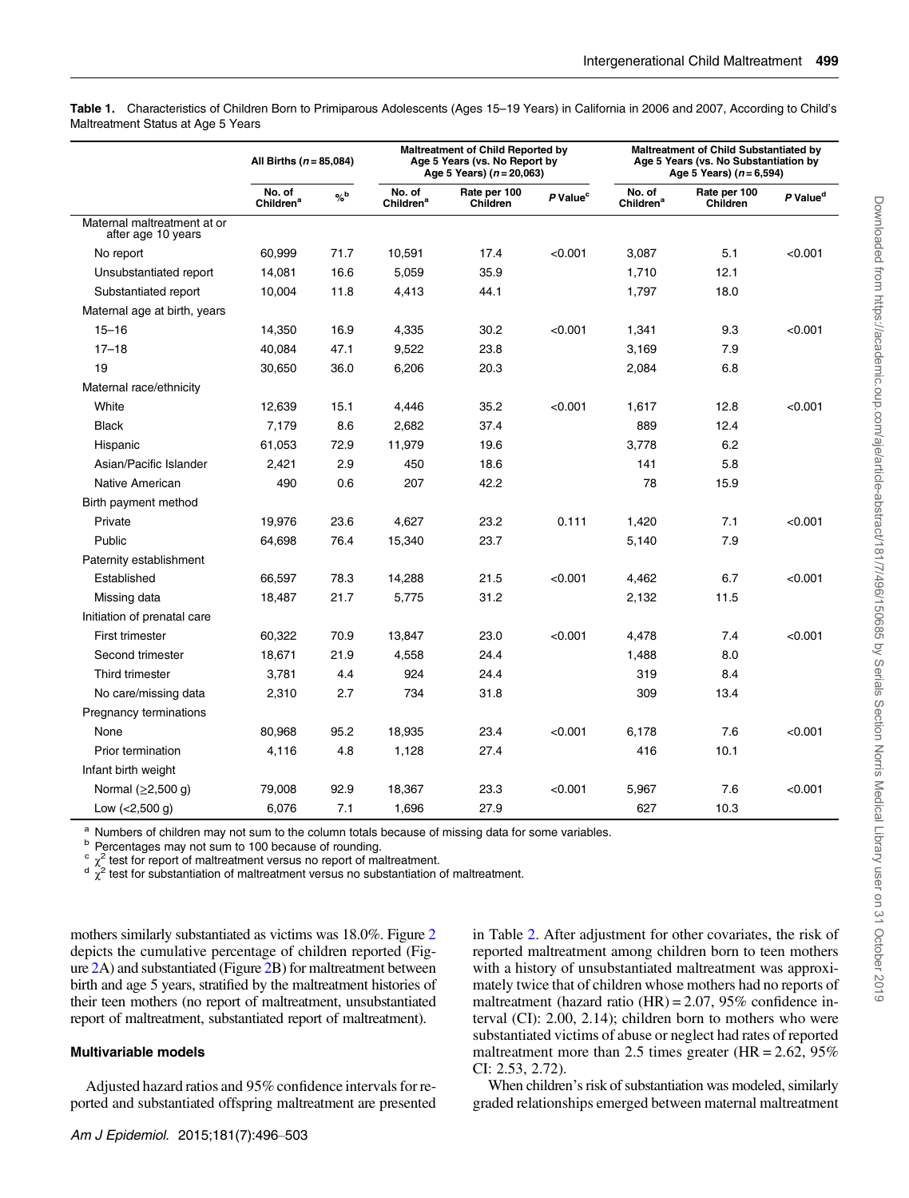**Table 1.** Characteristics of Children Born to Primiparous Adolescents (Ages 15–19 Years) in California in 2006 and 2007, According to Child's Maltreatment Status at Age 5 Years

| | All Births ($n$ = 85,084) | | Maltreatment of Child Reported by Age 5 Years (vs. No Report by Age 5 Years) ($n$ = 20,063) | | | Maltreatment of Child Substantiated by Age 5 Years (vs. No Substantiation by Age 5 Years) ($n$ = 6,594) | | |
|---|---|---|---|---|---|---|---|---|
| | No. of Children[a] | %[b] | No. of Children[a] | Rate per 100 Children | *P* Value[c] | No. of Children[a] | Rate per 100 Children | *P* Value[d] |
| Maternal maltreatment at or after age 10 years | | | | | | | | |
| No report | 60,999 | 71.7 | 10,591 | 17.4 | <0.001 | 3,087 | 5.1 | <0.001 |
| Unsubstantiated report | 14,081 | 16.6 | 5,059 | 35.9 | | 1,710 | 12.1 | |
| Substantiated report | 10,004 | 11.8 | 4,413 | 44.1 | | 1,797 | 18.0 | |
| Maternal age at birth, years | | | | | | | | |
| 15–16 | 14,350 | 16.9 | 4,335 | 30.2 | <0.001 | 1,341 | 9.3 | <0.001 |
| 17–18 | 40,084 | 47.1 | 9,522 | 23.8 | | 3,169 | 7.9 | |
| 19 | 30,650 | 36.0 | 6,206 | 20.3 | | 2,084 | 6.8 | |
| Maternal race/ethnicity | | | | | | | | |
| White | 12,639 | 15.1 | 4,446 | 35.2 | <0.001 | 1,617 | 12.8 | <0.001 |
| Black | 7,179 | 8.6 | 2,682 | 37.4 | | 889 | 12.4 | |
| Hispanic | 61,053 | 72.9 | 11,979 | 19.6 | | 3,778 | 6.2 | |
| Asian/Pacific Islander | 2,421 | 2.9 | 450 | 18.6 | | 141 | 5.8 | |
| Native American | 490 | 0.6 | 207 | 42.2 | | 78 | 15.9 | |
| Birth payment method | | | | | | | | |
| Private | 19,976 | 23.6 | 4,627 | 23.2 | 0.111 | 1,420 | 7.1 | <0.001 |
| Public | 64,698 | 76.4 | 15,340 | 23.7 | | 5,140 | 7.9 | |
| Paternity establishment | | | | | | | | |
| Established | 66,597 | 78.3 | 14,288 | 21.5 | <0.001 | 4,462 | 6.7 | <0.001 |
| Missing data | 18,487 | 21.7 | 5,775 | 31.2 | | 2,132 | 11.5 | |
| Initiation of prenatal care | | | | | | | | |
| First trimester | 60,322 | 70.9 | 13,847 | 23.0 | <0.001 | 4,478 | 7.4 | <0.001 |
| Second trimester | 18,671 | 21.9 | 4,558 | 24.4 | | 1,488 | 8.0 | |
| Third trimester | 3,781 | 4.4 | 924 | 24.4 | | 319 | 8.4 | |
| No care/missing data | 2,310 | 2.7 | 734 | 31.8 | | 309 | 13.4 | |
| Pregnancy terminations | | | | | | | | |
| None | 80,968 | 95.2 | 18,935 | 23.4 | <0.001 | 6,178 | 7.6 | <0.001 |
| Prior termination | 4,116 | 4.8 | 1,128 | 27.4 | | 416 | 10.1 | |
| Infant birth weight | | | | | | | | |
| Normal (≥2,500 g) | 79,008 | 92.9 | 18,367 | 23.3 | <0.001 | 5,967 | 7.6 | <0.001 |
| Low (<2,500 g) | 6,076 | 7.1 | 1,696 | 27.9 | | 627 | 10.3 | |

[a] Numbers of children may not sum to the column totals because of missing data for some variables.
[b] Percentages may not sum to 100 because of rounding.
[c] $\chi^2$ test for report of maltreatment versus no report of maltreatment.
[d] $\chi^2$ test for substantiation of maltreatment versus no substantiation of maltreatment.

mothers similarly substantiated as victims was 18.0%. Figure 2 depicts the cumulative percentage of children reported (Figure 2A) and substantiated (Figure 2B) for maltreatment between birth and age 5 years, stratified by the maltreatment histories of their teen mothers (no report of maltreatment, unsubstantiated report of maltreatment, substantiated report of maltreatment).

### Multivariable models

Adjusted hazard ratios and 95% confidence intervals for reported and substantiated offspring maltreatment are presented in Table 2. After adjustment for other covariates, the risk of reported maltreatment among children born to teen mothers with a history of unsubstantiated maltreatment was approximately twice that of children whose mothers had no reports of maltreatment (hazard ratio (HR) = 2.07, 95% confidence interval (CI): 2.00, 2.14); children born to mothers who were substantiated victims of abuse or neglect had rates of reported maltreatment more than 2.5 times greater (HR = 2.62, 95% CI: 2.53, 2.72).

When children's risk of substantiation was modeled, similarly graded relationships emerged between maternal maltreatment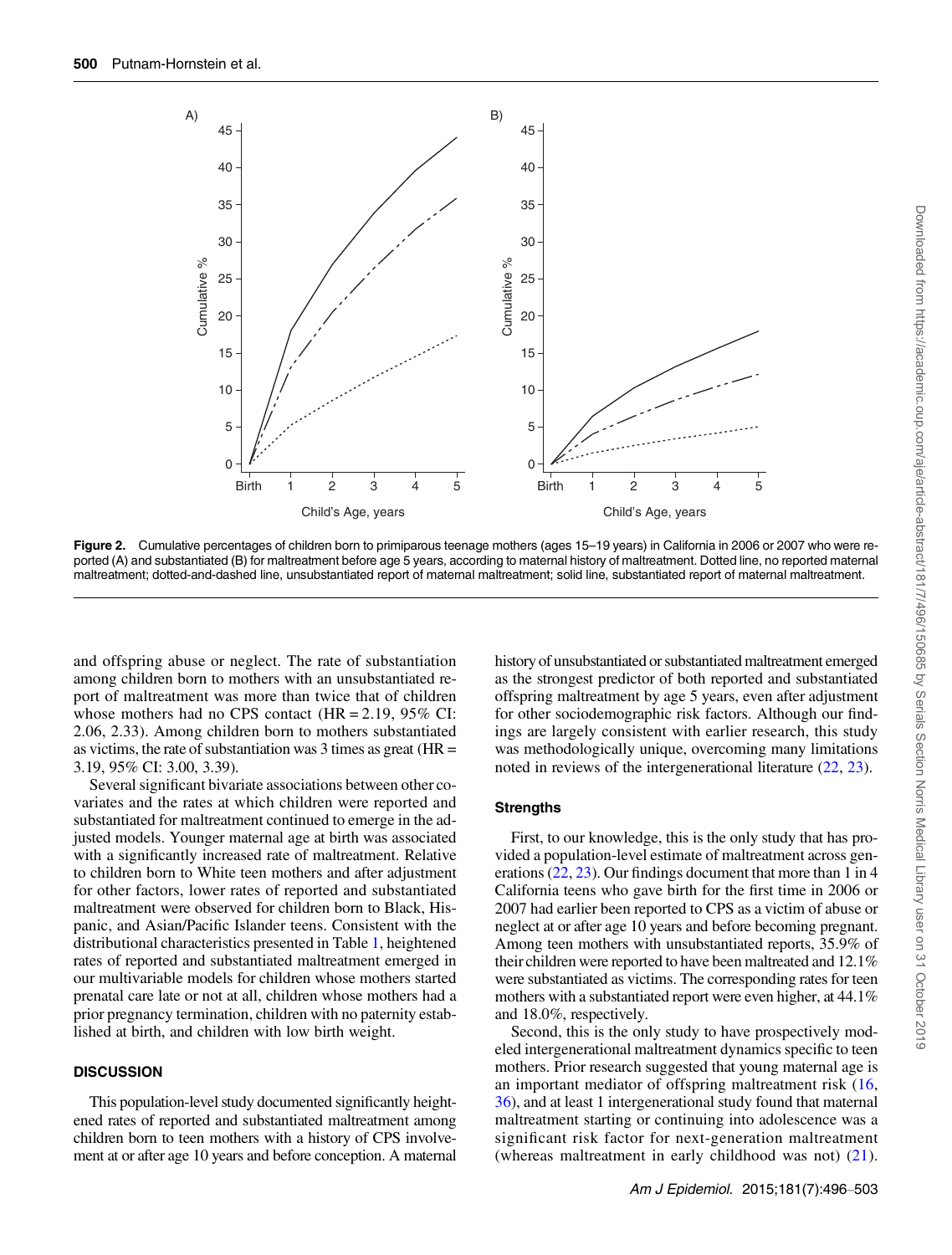Figure 2. Cumulative percentages of children born to primiparous teenage mothers (ages 15–19 years) in California in 2006 or 2007 who were reported (A) and substantiated (B) for maltreatment before age 5 years, according to maternal history of maltreatment. Dotted line, no reported maternal maltreatment; dotted-and-dashed line, unsubstantiated report of maternal maltreatment; solid line, substantiated report of maternal maltreatment.

and offspring abuse or neglect. The rate of substantiation among children born to mothers with an unsubstantiated report of maltreatment was more than twice that of children whose mothers had no CPS contact (HR = 2.19, 95% CI: 2.06, 2.33). Among children born to mothers substantiated as victims, the rate of substantiation was 3 times as great (HR = 3.19, 95% CI: 3.00, 3.39).

Several significant bivariate associations between other covariates and the rates at which children were reported and substantiated for maltreatment continued to emerge in the adjusted models. Younger maternal age at birth was associated with a significantly increased rate of maltreatment. Relative to children born to White teen mothers and after adjustment for other factors, lower rates of reported and substantiated maltreatment were observed for children born to Black, Hispanic, and Asian/Pacific Islander teens. Consistent with the distributional characteristics presented in Table 1, heightened rates of reported and substantiated maltreatment emerged in our multivariable models for children whose mothers started prenatal care late or not at all, children whose mothers had a prior pregnancy termination, children with no paternity established at birth, and children with low birth weight.

## DISCUSSION

This population-level study documented significantly heightened rates of reported and substantiated maltreatment among children born to teen mothers with a history of CPS involvement at or after age 10 years and before conception. A maternal history of unsubstantiated or substantiated maltreatment emerged as the strongest predictor of both reported and substantiated offspring maltreatment by age 5 years, even after adjustment for other sociodemographic risk factors. Although our findings are largely consistent with earlier research, this study was methodologically unique, overcoming many limitations noted in reviews of the intergenerational literature (22, 23).

### Strengths

First, to our knowledge, this is the only study that has provided a population-level estimate of maltreatment across generations (22, 23). Our findings document that more than 1 in 4 California teens who gave birth for the first time in 2006 or 2007 had earlier been reported to CPS as a victim of abuse or neglect at or after age 10 years and before becoming pregnant. Among teen mothers with unsubstantiated reports, 35.9% of their children were reported to have been maltreated and 12.1% were substantiated as victims. The corresponding rates for teen mothers with a substantiated report were even higher, at 44.1% and 18.0%, respectively.

Second, this is the only study to have prospectively modeled intergenerational maltreatment dynamics specific to teen mothers. Prior research suggested that young maternal age is an important mediator of offspring maltreatment risk (16, 36), and at least 1 intergenerational study found that maternal maltreatment starting or continuing into adolescence was a significant risk factor for next-generation maltreatment (whereas maltreatment in early childhood was not) (21).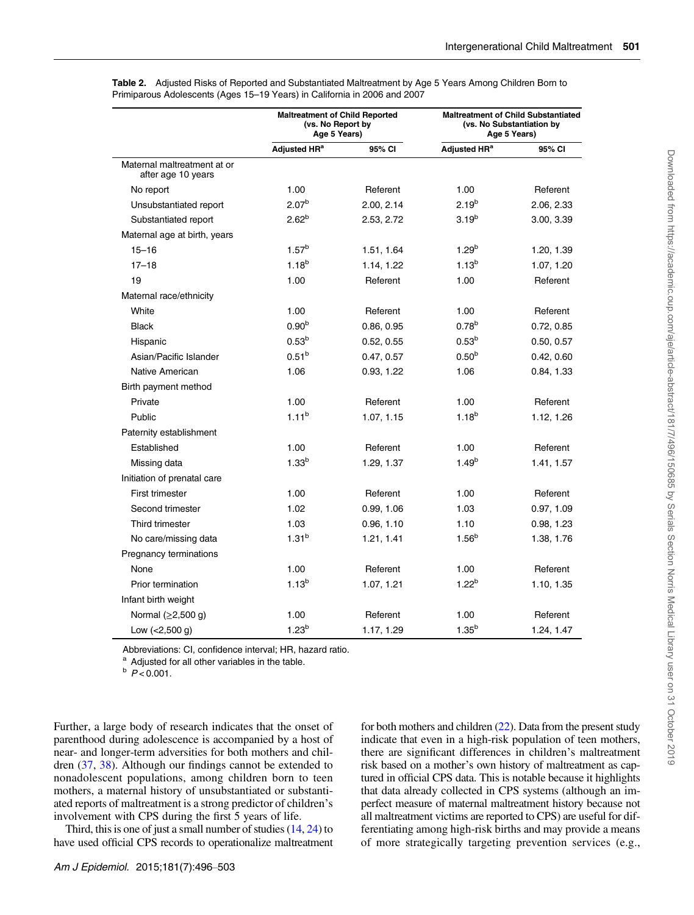**Table 2.** Adjusted Risks of Reported and Substantiated Maltreatment by Age 5 Years Among Children Born to Primiparous Adolescents (Ages 15–19 Years) in California in 2006 and 2007

| | Maltreatment of Child Reported (vs. No Report by Age 5 Years) | | Maltreatment of Child Substantiated (vs. No Substantiation by Age 5 Years) | |
|---|---|---|---|---|
| | Adjusted HR[a] | 95% CI | Adjusted HR[a] | 95% CI |
| Maternal maltreatment at or after age 10 years | | | | |
| No report | 1.00 | Referent | 1.00 | Referent |
| Unsubstantiated report | 2.07[b] | 2.00, 2.14 | 2.19[b] | 2.06, 2.33 |
| Substantiated report | 2.62[b] | 2.53, 2.72 | 3.19[b] | 3.00, 3.39 |
| Maternal age at birth, years | | | | |
| 15–16 | 1.57[b] | 1.51, 1.64 | 1.29[b] | 1.20, 1.39 |
| 17–18 | 1.18[b] | 1.14, 1.22 | 1.13[b] | 1.07, 1.20 |
| 19 | 1.00 | Referent | 1.00 | Referent |
| Maternal race/ethnicity | | | | |
| White | 1.00 | Referent | 1.00 | Referent |
| Black | 0.90[b] | 0.86, 0.95 | 0.78[b] | 0.72, 0.85 |
| Hispanic | 0.53[b] | 0.52, 0.55 | 0.53[b] | 0.50, 0.57 |
| Asian/Pacific Islander | 0.51[b] | 0.47, 0.57 | 0.50[b] | 0.42, 0.60 |
| Native American | 1.06 | 0.93, 1.22 | 1.06 | 0.84, 1.33 |
| Birth payment method | | | | |
| Private | 1.00 | Referent | 1.00 | Referent |
| Public | 1.11[b] | 1.07, 1.15 | 1.18[b] | 1.12, 1.26 |
| Paternity establishment | | | | |
| Established | 1.00 | Referent | 1.00 | Referent |
| Missing data | 1.33[b] | 1.29, 1.37 | 1.49[b] | 1.41, 1.57 |
| Initiation of prenatal care | | | | |
| First trimester | 1.00 | Referent | 1.00 | Referent |
| Second trimester | 1.02 | 0.99, 1.06 | 1.03 | 0.97, 1.09 |
| Third trimester | 1.03 | 0.96, 1.10 | 1.10 | 0.98, 1.23 |
| No care/missing data | 1.31[b] | 1.21, 1.41 | 1.56[b] | 1.38, 1.76 |
| Pregnancy terminations | | | | |
| None | 1.00 | Referent | 1.00 | Referent |
| Prior termination | 1.13[b] | 1.07, 1.21 | 1.22[b] | 1.10, 1.35 |
| Infant birth weight | | | | |
| Normal (≥2,500 g) | 1.00 | Referent | 1.00 | Referent |
| Low (<2,500 g) | 1.23[b] | 1.17, 1.29 | 1.35[b] | 1.24, 1.47 |

Abbreviations: CI, confidence interval; HR, hazard ratio.
[a] Adjusted for all other variables in the table.
[b] $P < 0.001$.

Further, a large body of research indicates that the onset of parenthood during adolescence is accompanied by a host of near- and longer-term adversities for both mothers and children (37, 38). Although our findings cannot be extended to nonadolescent populations, among children born to teen mothers, a maternal history of unsubstantiated or substantiated reports of maltreatment is a strong predictor of children's involvement with CPS during the first 5 years of life.

Third, this is one of just a small number of studies (14, 24) to have used official CPS records to operationalize maltreatment for both mothers and children (22). Data from the present study indicate that even in a high-risk population of teen mothers, there are significant differences in children's maltreatment risk based on a mother's own history of maltreatment as captured in official CPS data. This is notable because it highlights that data already collected in CPS systems (although an imperfect measure of maternal maltreatment history because not all maltreatment victims are reported to CPS) are useful for differentiating among high-risk births and may provide a means of more strategically targeting prevention services (e.g.,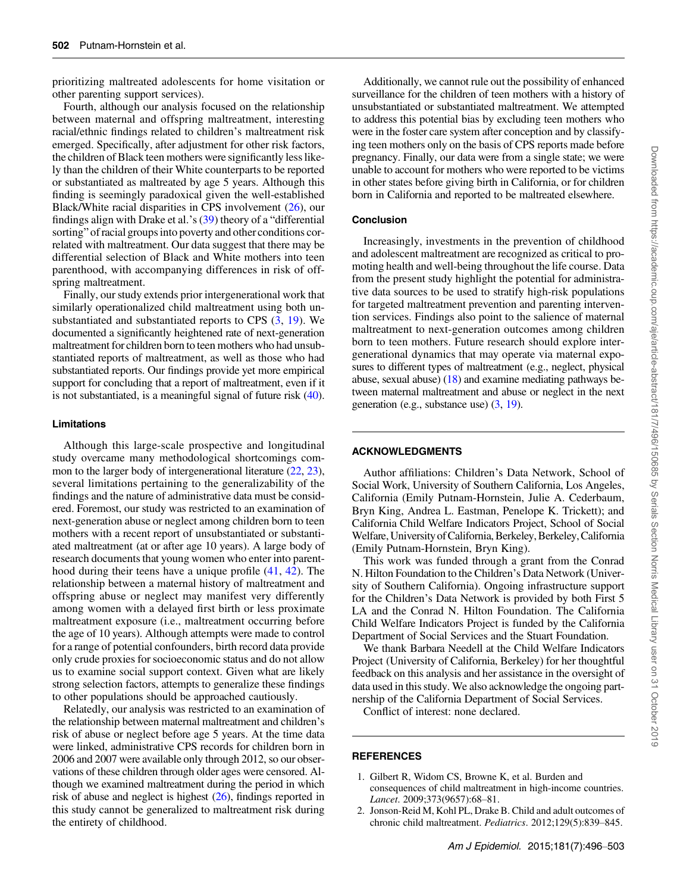prioritizing maltreated adolescents for home visitation or other parenting support services).

Fourth, although our analysis focused on the relationship between maternal and offspring maltreatment, interesting racial/ethnic findings related to children's maltreatment risk emerged. Specifically, after adjustment for other risk factors, the children of Black teen mothers were significantly less likely than the children of their White counterparts to be reported or substantiated as maltreated by age 5 years. Although this finding is seemingly paradoxical given the well-established Black/White racial disparities in CPS involvement (26), our findings align with Drake et al.'s (39) theory of a "differential sorting" of racial groups into poverty and other conditions correlated with maltreatment. Our data suggest that there may be differential selection of Black and White mothers into teen parenthood, with accompanying differences in risk of offspring maltreatment.

Finally, our study extends prior intergenerational work that similarly operationalized child maltreatment using both unsubstantiated and substantiated reports to CPS (3, 19). We documented a significantly heightened rate of next-generation maltreatment for children born to teen mothers who had unsubstantiated reports of maltreatment, as well as those who had substantiated reports. Our findings provide yet more empirical support for concluding that a report of maltreatment, even if it is not substantiated, is a meaningful signal of future risk (40).

### Limitations

Although this large-scale prospective and longitudinal study overcame many methodological shortcomings common to the larger body of intergenerational literature (22, 23), several limitations pertaining to the generalizability of the findings and the nature of administrative data must be considered. Foremost, our study was restricted to an examination of next-generation abuse or neglect among children born to teen mothers with a recent report of unsubstantiated or substantiated maltreatment (at or after age 10 years). A large body of research documents that young women who enter into parenthood during their teens have a unique profile (41, 42). The relationship between a maternal history of maltreatment and offspring abuse or neglect may manifest very differently among women with a delayed first birth or less proximate maltreatment exposure (i.e., maltreatment occurring before the age of 10 years). Although attempts were made to control for a range of potential confounders, birth record data provide only crude proxies for socioeconomic status and do not allow us to examine social support context. Given what are likely strong selection factors, attempts to generalize these findings to other populations should be approached cautiously.

Relatedly, our analysis was restricted to an examination of the relationship between maternal maltreatment and children's risk of abuse or neglect before age 5 years. At the time data were linked, administrative CPS records for children born in 2006 and 2007 were available only through 2012, so our observations of these children through older ages were censored. Although we examined maltreatment during the period in which risk of abuse and neglect is highest (26), findings reported in this study cannot be generalized to maltreatment risk during the entirety of childhood.

Additionally, we cannot rule out the possibility of enhanced surveillance for the children of teen mothers with a history of unsubstantiated or substantiated maltreatment. We attempted to address this potential bias by excluding teen mothers who were in the foster care system after conception and by classifying teen mothers only on the basis of CPS reports made before pregnancy. Finally, our data were from a single state; we were unable to account for mothers who were reported to be victims in other states before giving birth in California, or for children born in California and reported to be maltreated elsewhere.

### Conclusion

Increasingly, investments in the prevention of childhood and adolescent maltreatment are recognized as critical to promoting health and well-being throughout the life course. Data from the present study highlight the potential for administrative data sources to be used to stratify high-risk populations for targeted maltreatment prevention and parenting intervention services. Findings also point to the salience of maternal maltreatment to next-generation outcomes among children born to teen mothers. Future research should explore intergenerational dynamics that may operate via maternal exposures to different types of maltreatment (e.g., neglect, physical abuse, sexual abuse) (18) and examine mediating pathways between maternal maltreatment and abuse or neglect in the next generation (e.g., substance use) (3, 19).

## ACKNOWLEDGMENTS

Author affiliations: Children's Data Network, School of Social Work, University of Southern California, Los Angeles, California (Emily Putnam-Hornstein, Julie A. Cederbaum, Bryn King, Andrea L. Eastman, Penelope K. Trickett); and California Child Welfare Indicators Project, School of Social Welfare, University of California, Berkeley, Berkeley, California (Emily Putnam-Hornstein, Bryn King).

This work was funded through a grant from the Conrad N. Hilton Foundation to the Children's Data Network (University of Southern California). Ongoing infrastructure support for the Children's Data Network is provided by both First 5 LA and the Conrad N. Hilton Foundation. The California Child Welfare Indicators Project is funded by the California Department of Social Services and the Stuart Foundation.

We thank Barbara Needell at the Child Welfare Indicators Project (University of California, Berkeley) for her thoughtful feedback on this analysis and her assistance in the oversight of data used in this study. We also acknowledge the ongoing partnership of the California Department of Social Services.

Conflict of interest: none declared.

## REFERENCES

1. Gilbert R, Widom CS, Browne K, et al. Burden and consequences of child maltreatment in high-income countries. *Lancet*. 2009;373(9657):68–81.
2. Jonson-Reid M, Kohl PL, Drake B. Child and adult outcomes of chronic child maltreatment. *Pediatrics*. 2012;129(5):839–845.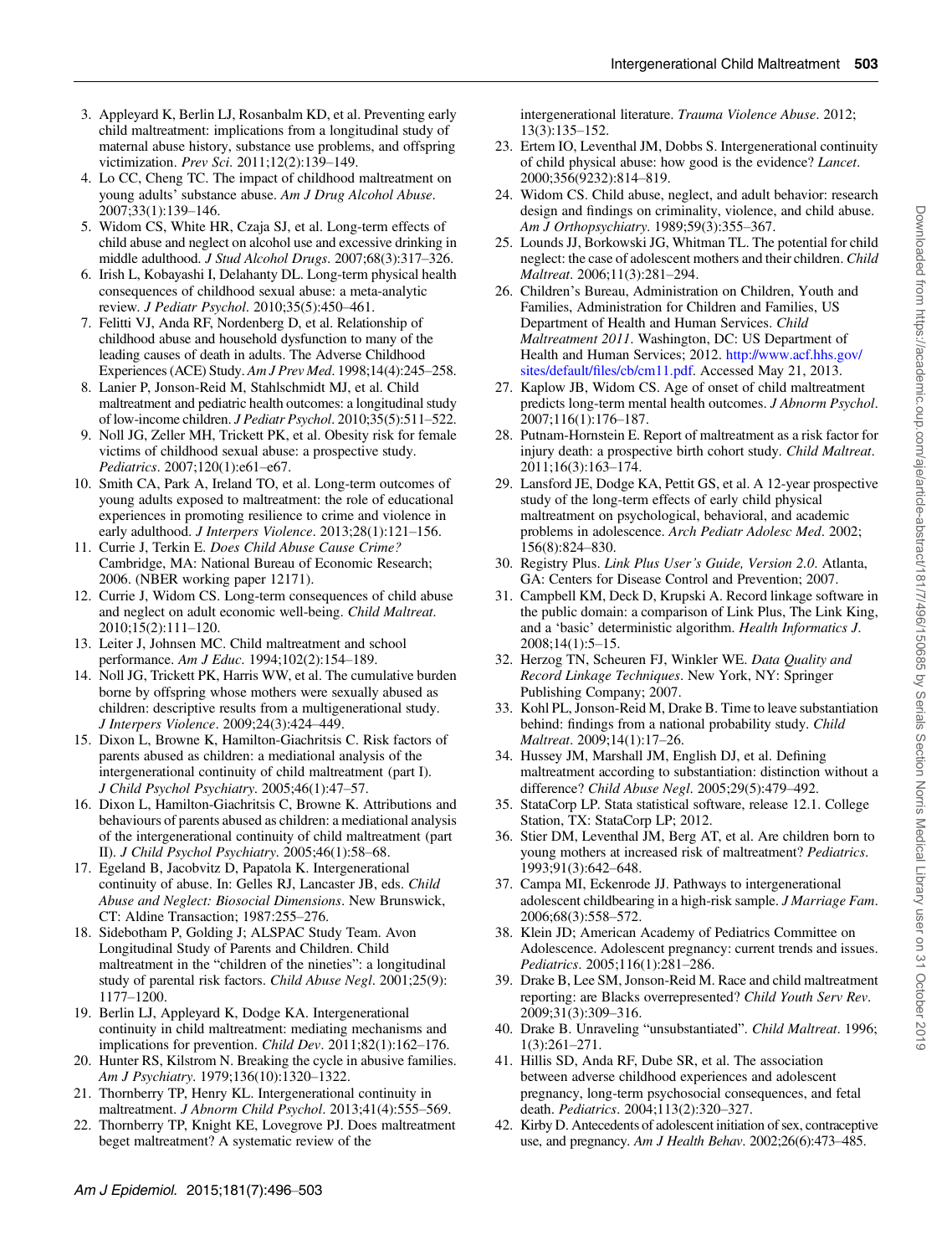3. Appleyard K, Berlin LJ, Rosanbalm KD, et al. Preventing early child maltreatment: implications from a longitudinal study of maternal abuse history, substance use problems, and offspring victimization. *Prev Sci*. 2011;12(2):139–149.
4. Lo CC, Cheng TC. The impact of childhood maltreatment on young adults' substance abuse. *Am J Drug Alcohol Abuse*. 2007;33(1):139–146.
5. Widom CS, White HR, Czaja SJ, et al. Long-term effects of child abuse and neglect on alcohol use and excessive drinking in middle adulthood. *J Stud Alcohol Drugs*. 2007;68(3):317–326.
6. Irish L, Kobayashi I, Delahanty DL. Long-term physical health consequences of childhood sexual abuse: a meta-analytic review. *J Pediatr Psychol*. 2010;35(5):450–461.
7. Felitti VJ, Anda RF, Nordenberg D, et al. Relationship of childhood abuse and household dysfunction to many of the leading causes of death in adults. The Adverse Childhood Experiences (ACE) Study. *Am J Prev Med*. 1998;14(4):245–258.
8. Lanier P, Jonson-Reid M, Stahlschmidt MJ, et al. Child maltreatment and pediatric health outcomes: a longitudinal study of low-income children. *J Pediatr Psychol*. 2010;35(5):511–522.
9. Noll JG, Zeller MH, Trickett PK, et al. Obesity risk for female victims of childhood sexual abuse: a prospective study. *Pediatrics*. 2007;120(1):e61–e67.
10. Smith CA, Park A, Ireland TO, et al. Long-term outcomes of young adults exposed to maltreatment: the role of educational experiences in promoting resilience to crime and violence in early adulthood. *J Interpers Violence*. 2013;28(1):121–156.
11. Currie J, Terkin E. *Does Child Abuse Cause Crime?* Cambridge, MA: National Bureau of Economic Research; 2006. (NBER working paper 12171).
12. Currie J, Widom CS. Long-term consequences of child abuse and neglect on adult economic well-being. *Child Maltreat*. 2010;15(2):111–120.
13. Leiter J, Johnsen MC. Child maltreatment and school performance. *Am J Educ*. 1994;102(2):154–189.
14. Noll JG, Trickett PK, Harris WW, et al. The cumulative burden borne by offspring whose mothers were sexually abused as children: descriptive results from a multigenerational study. *J Interpers Violence*. 2009;24(3):424–449.
15. Dixon L, Browne K, Hamilton-Giachritsis C. Risk factors of parents abused as children: a mediational analysis of the intergenerational continuity of child maltreatment (part I). *J Child Psychol Psychiatry*. 2005;46(1):47–57.
16. Dixon L, Hamilton-Giachritsis C, Browne K. Attributions and behaviours of parents abused as children: a mediational analysis of the intergenerational continuity of child maltreatment (part II). *J Child Psychol Psychiatry*. 2005;46(1):58–68.
17. Egeland B, Jacobvitz D, Papatola K. Intergenerational continuity of abuse. In: Gelles RJ, Lancaster JB, eds. *Child Abuse and Neglect: Biosocial Dimensions*. New Brunswick, CT: Aldine Transaction; 1987:255–276.
18. Sidebotham P, Golding J; ALSPAC Study Team. Avon Longitudinal Study of Parents and Children. Child maltreatment in the "children of the nineties": a longitudinal study of parental risk factors. *Child Abuse Negl*. 2001;25(9):1177–1200.
19. Berlin LJ, Appleyard K, Dodge KA. Intergenerational continuity in child maltreatment: mediating mechanisms and implications for prevention. *Child Dev*. 2011;82(1):162–176.
20. Hunter RS, Kilstrom N. Breaking the cycle in abusive families. *Am J Psychiatry*. 1979;136(10):1320–1322.
21. Thornberry TP, Henry KL. Intergenerational continuity in maltreatment. *J Abnorm Child Psychol*. 2013;41(4):555–569.
22. Thornberry TP, Knight KE, Lovegrove PJ. Does maltreatment beget maltreatment? A systematic review of the intergenerational literature. *Trauma Violence Abuse*. 2012;13(3):135–152.
23. Ertem IO, Leventhal JM, Dobbs S. Intergenerational continuity of child physical abuse: how good is the evidence? *Lancet*. 2000;356(9232):814–819.
24. Widom CS. Child abuse, neglect, and adult behavior: research design and findings on criminality, violence, and child abuse. *Am J Orthopsychiatry*. 1989;59(3):355–367.
25. Lounds JJ, Borkowski JG, Whitman TL. The potential for child neglect: the case of adolescent mothers and their children. *Child Maltreat*. 2006;11(3):281–294.
26. Children's Bureau, Administration on Children, Youth and Families, Administration for Children and Families, US Department of Health and Human Services. *Child Maltreatment 2011*. Washington, DC: US Department of Health and Human Services; 2012. http://www.acf.hhs.gov/sites/default/files/cb/cm11.pdf. Accessed May 21, 2013.
27. Kaplow JB, Widom CS. Age of onset of child maltreatment predicts long-term mental health outcomes. *J Abnorm Psychol*. 2007;116(1):176–187.
28. Putnam-Hornstein E. Report of maltreatment as a risk factor for injury death: a prospective birth cohort study. *Child Maltreat*. 2011;16(3):163–174.
29. Lansford JE, Dodge KA, Pettit GS, et al. A 12-year prospective study of the long-term effects of early child physical maltreatment on psychological, behavioral, and academic problems in adolescence. *Arch Pediatr Adolesc Med*. 2002;156(8):824–830.
30. Registry Plus. *Link Plus User's Guide, Version 2.0*. Atlanta, GA: Centers for Disease Control and Prevention; 2007.
31. Campbell KM, Deck D, Krupski A. Record linkage software in the public domain: a comparison of Link Plus, The Link King, and a 'basic' deterministic algorithm. *Health Informatics J*. 2008;14(1):5–15.
32. Herzog TN, Scheuren FJ, Winkler WE. *Data Quality and Record Linkage Techniques*. New York, NY: Springer Publishing Company; 2007.
33. Kohl PL, Jonson-Reid M, Drake B. Time to leave substantiation behind: findings from a national probability study. *Child Maltreat*. 2009;14(1):17–26.
34. Hussey JM, Marshall JM, English DJ, et al. Defining maltreatment according to substantiation: distinction without a difference? *Child Abuse Negl*. 2005;29(5):479–492.
35. StataCorp LP. Stata statistical software, release 12.1. College Station, TX: StataCorp LP; 2012.
36. Stier DM, Leventhal JM, Berg AT, et al. Are children born to young mothers at increased risk of maltreatment? *Pediatrics*. 1993;91(3):642–648.
37. Campa MI, Eckenrode JJ. Pathways to intergenerational adolescent childbearing in a high-risk sample. *J Marriage Fam*. 2006;68(3):558–572.
38. Klein JD; American Academy of Pediatrics Committee on Adolescence. Adolescent pregnancy: current trends and issues. *Pediatrics*. 2005;116(1):281–286.
39. Drake B, Lee SM, Jonson-Reid M. Race and child maltreatment reporting: are Blacks overrepresented? *Child Youth Serv Rev*. 2009;31(3):309–316.
40. Drake B. Unraveling "unsubstantiated". *Child Maltreat*. 1996;1(3):261–271.
41. Hillis SD, Anda RF, Dube SR, et al. The association between adverse childhood experiences and adolescent pregnancy, long-term psychosocial consequences, and fetal death. *Pediatrics*. 2004;113(2):320–327.
42. Kirby D. Antecedents of adolescent initiation of sex, contraceptive use, and pregnancy. *Am J Health Behav*. 2002;26(6):473–485.